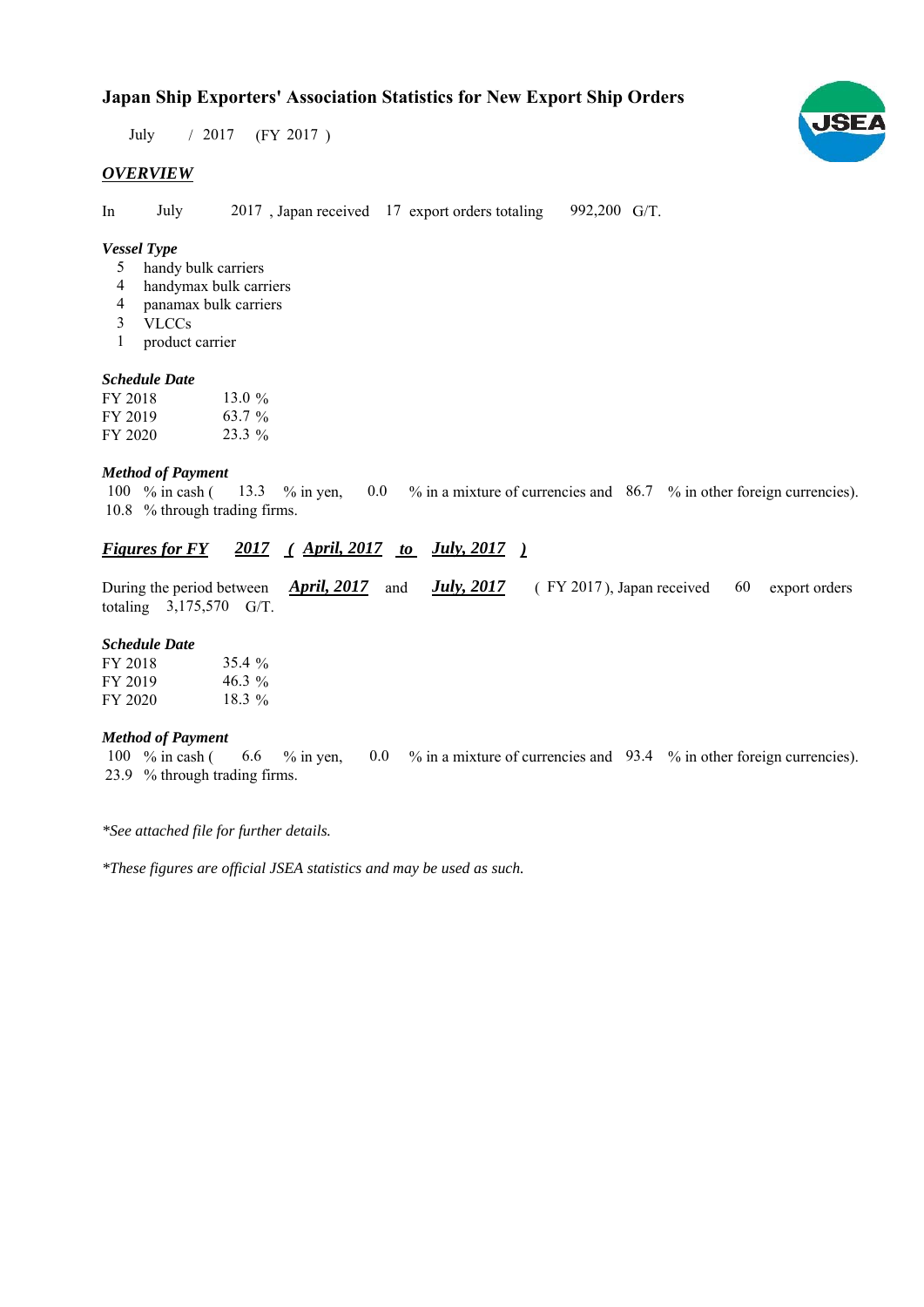# Japan Ship Exporters' Association Statistics for New Export Ship Orders

July / 2017 (FY 2017 )

## *OVERVIEW*

In July 2017 , Japan received 17 export orders totaling 992,200 G/T.

### *Vessel Type*

- 5 handy bulk carriers
- 4 handymax bulk carriers
- 4 panamax bulk carriers
- 3 VLCCs
- 1 product carrier

### *Schedule Date*

| | |
|---|---|
| FY 2018 | 13.0 % |
| FY 2019 | 63.7 % |
| FY 2020 | 23.3 % |

### *Method of Payment*

100 % in cash ( 13.3 % in yen, 0.0 % in a mixture of currencies and 86.7 % in other foreign currencies).
10.8 % through trading firms.

## ***Figures for FY 2017 ( April, 2017 to July, 2017 )***

During the period between ***April, 2017*** and ***July, 2017*** ( FY 2017 ), Japan received 60 export orders totaling 3,175,570 G/T.

### *Schedule Date*

| | |
|---|---|
| FY 2018 | 35.4 % |
| FY 2019 | 46.3 % |
| FY 2020 | 18.3 % |

### *Method of Payment*

100 % in cash ( 6.6 % in yen, 0.0 % in a mixture of currencies and 93.4 % in other foreign currencies).
23.9 % through trading firms.

*\*See attached file for further details.*

*\*These figures are official JSEA statistics and may be used as such.*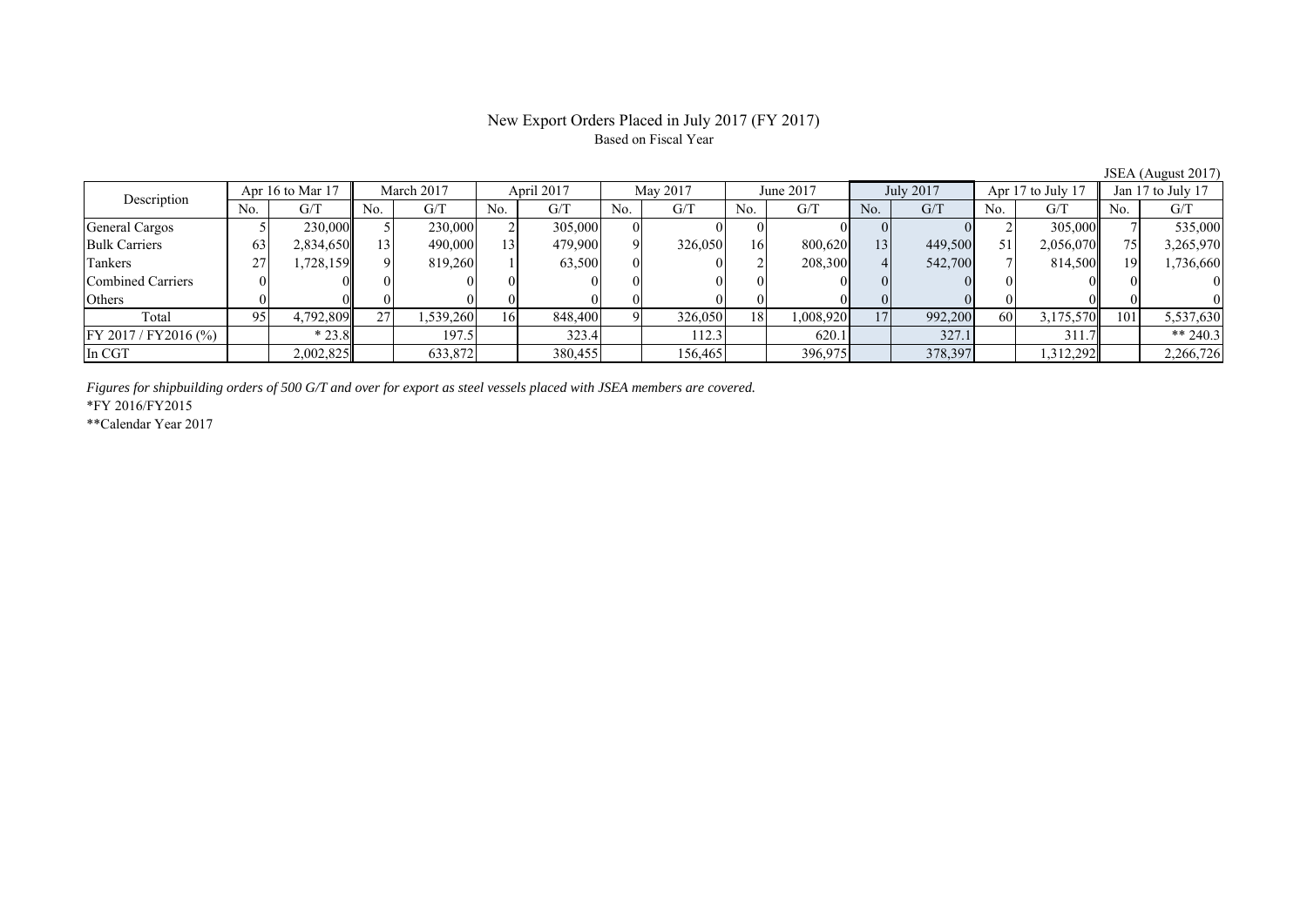# New Export Orders Placed in July 2017 (FY 2017)

Based on Fiscal Year

JSEA (August 2017)

| Description | Apr 16 to Mar 17 | | March 2017 | | April 2017 | | May 2017 | | June 2017 | | July 2017 | | Apr 17 to July 17 | | Jan 17 to July 17 | |
|---|---|---|---|---|---|---|---|---|---|---|---|---|---|---|---|---|
| | No. | G/T | No. | G/T | No. | G/T | No. | G/T | No. | G/T | No. | G/T | No. | G/T | No. | G/T |
| General Cargos | 5 | 230,000 | 5 | 230,000 | 2 | 305,000 | 0 | 0 | 0 | 0 | 0 | 0 | 2 | 305,000 | 7 | 535,000 |
| Bulk Carriers | 63 | 2,834,650 | 13 | 490,000 | 13 | 479,900 | 9 | 326,050 | 16 | 800,620 | 13 | 449,500 | 51 | 2,056,070 | 75 | 3,265,970 |
| Tankers | 27 | 1,728,159 | 9 | 819,260 | 1 | 63,500 | 0 | 0 | 2 | 208,300 | 4 | 542,700 | 7 | 814,500 | 19 | 1,736,660 |
| Combined Carriers | 0 | 0 | 0 | 0 | 0 | 0 | 0 | 0 | 0 | 0 | 0 | 0 | 0 | 0 | 0 | 0 |
| Others | 0 | 0 | 0 | 0 | 0 | 0 | 0 | 0 | 0 | 0 | 0 | 0 | 0 | 0 | 0 | 0 |
| Total | 95 | 4,792,809 | 27 | 1,539,260 | 16 | 848,400 | 9 | 326,050 | 18 | 1,008,920 | 17 | 992,200 | 60 | 3,175,570 | 101 | 5,537,630 |
| FY 2017 / FY2016 (%) | | * 23.8 | | 197.5 | | 323.4 | | 112.3 | | 620.1 | | 327.1 | | 311.7 | | ** 240.3 |
| In CGT | | 2,002,825 | | 633,872 | | 380,455 | | 156,465 | | 396,975 | | 378,397 | | 1,312,292 | | 2,266,726 |

*Figures for shipbuilding orders of 500 G/T and over for export as steel vessels placed with JSEA members are covered.*

*FY 2016/FY2015

**Calendar Year 2017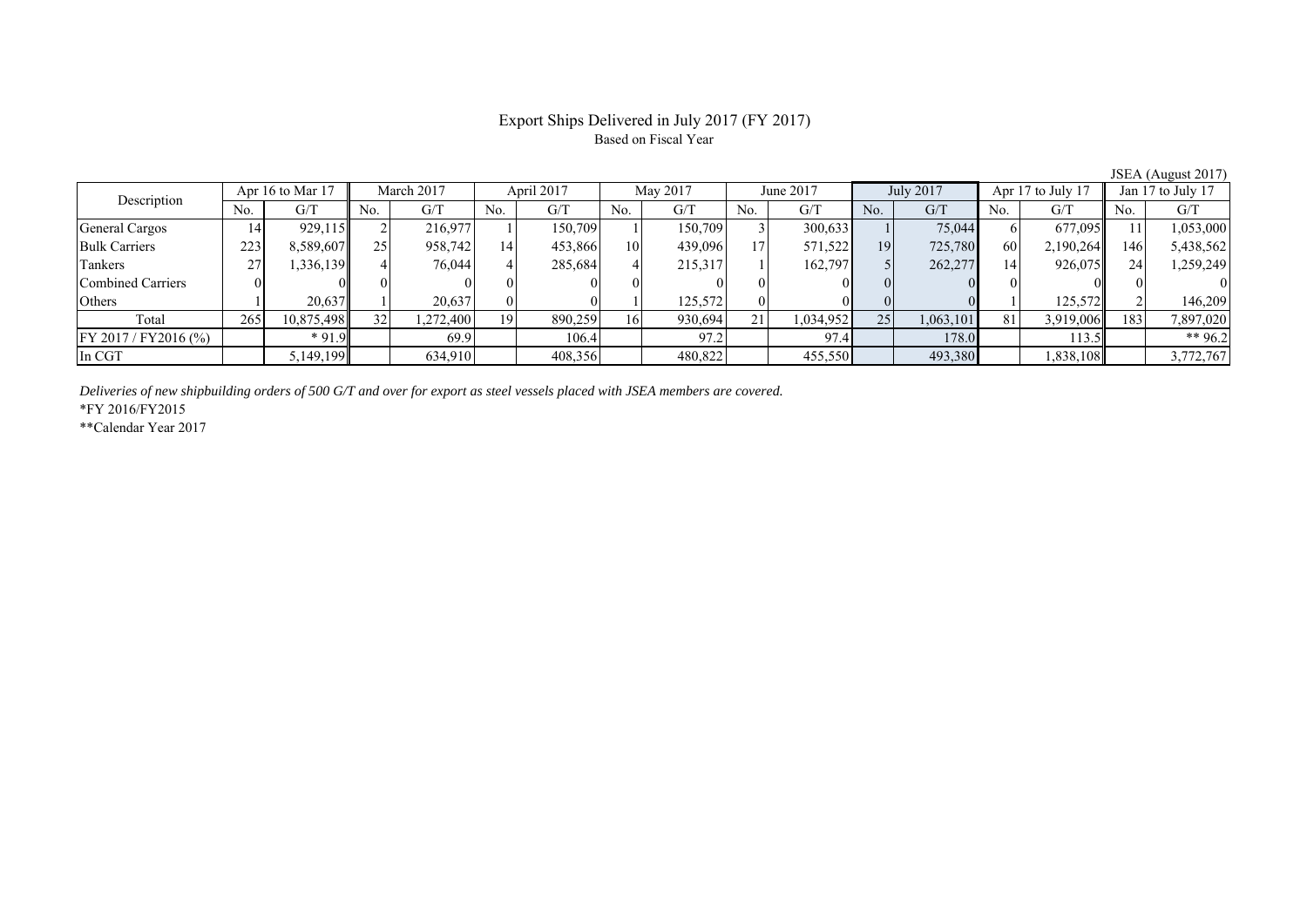# Export Ships Delivered in July 2017 (FY 2017)

Based on Fiscal Year

JSEA (August 2017)

| Description | Apr 16 to Mar 17 | | March 2017 | | April 2017 | | May 2017 | | June 2017 | | July 2017 | | Apr 17 to July 17 | | Jan 17 to July 17 | |
|---|---|---|---|---|---|---|---|---|---|---|---|---|---|---|---|---|
| | No. | G/T | No. | G/T | No. | G/T | No. | G/T | No. | G/T | No. | G/T | No. | G/T | No. | G/T |
| General Cargos | 14 | 929,115 | 2 | 216,977 | 1 | 150,709 | 1 | 150,709 | 3 | 300,633 | 1 | 75,044 | 6 | 677,095 | 11 | 1,053,000 |
| Bulk Carriers | 223 | 8,589,607 | 25 | 958,742 | 14 | 453,866 | 10 | 439,096 | 17 | 571,522 | 19 | 725,780 | 60 | 2,190,264 | 146 | 5,438,562 |
| Tankers | 27 | 1,336,139 | 4 | 76,044 | 4 | 285,684 | 4 | 215,317 | 1 | 162,797 | 5 | 262,277 | 14 | 926,075 | 24 | 1,259,249 |
| Combined Carriers | 0 | 0 | 0 | 0 | 0 | 0 | 0 | 0 | 0 | 0 | 0 | 0 | 0 | 0 | 0 | 0 |
| Others | 1 | 20,637 | 1 | 20,637 | 0 | 0 | 1 | 125,572 | 0 | 0 | 0 | 0 | 1 | 125,572 | 2 | 146,209 |
| Total | 265 | 10,875,498 | 32 | 1,272,400 | 19 | 890,259 | 16 | 930,694 | 21 | 1,034,952 | 25 | 1,063,101 | 81 | 3,919,006 | 183 | 7,897,020 |
| FY 2017 / FY2016 (%) | | * 91.9 | | 69.9 | | 106.4 | | 97.2 | | 97.4 | | 178.0 | | 113.5 | | ** 96.2 |
| In CGT | | 5,149,199 | | 634,910 | | 408,356 | | 480,822 | | 455,550 | | 493,380 | | 1,838,108 | | 3,772,767 |

*Deliveries of new shipbuilding orders of 500 G/T and over for export as steel vessels placed with JSEA members are covered.*

*FY 2016/FY2015

**Calendar Year 2017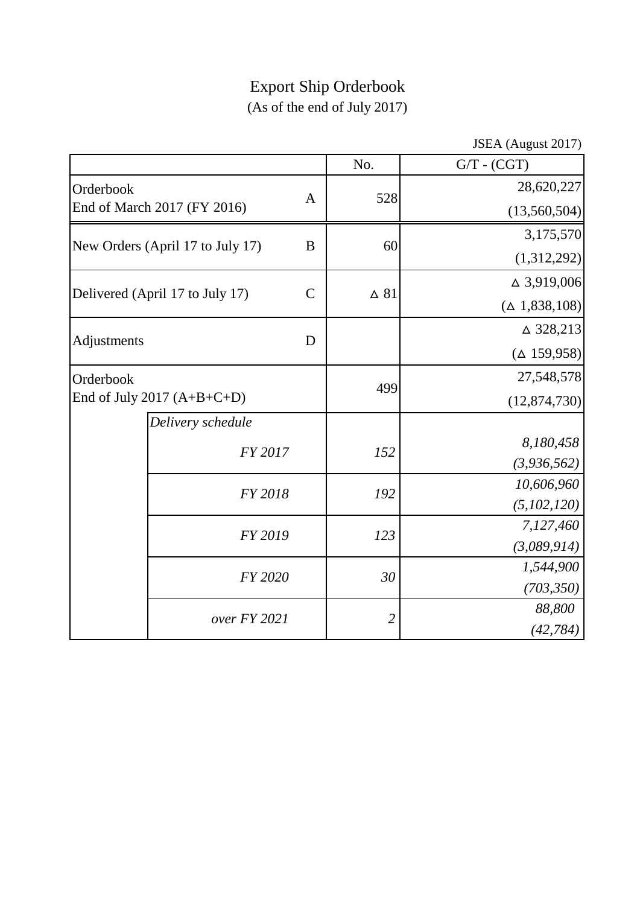# Export Ship Orderbook

(As of the end of July 2017)

JSEA (August 2017)

| | | | No. | G/T - (CGT) |
|---|---|---|---|---|
| Orderbook End of March 2017 (FY 2016) | | A | 528 | 28,620,227 (13,560,504) |
| New Orders (April 17 to July 17) | | B | 60 | 3,175,570 (1,312,292) |
| Delivered (April 17 to July 17) | | C | ∆ 81 | ∆ 3,919,006 (∆ 1,838,108) |
| Adjustments | | D | | ∆ 328,213 (∆ 159,958) |
| Orderbook End of July 2017 (A+B+C+D) | | | 499 | 27,548,578 (12,874,730) |
| | *Delivery schedule* | | | |
| | *FY 2017* | | *152* | *8,180,458* *(3,936,562)* |
| | *FY 2018* | | *192* | *10,606,960* *(5,102,120)* |
| | *FY 2019* | | *123* | *7,127,460* *(3,089,914)* |
| | *FY 2020* | | *30* | *1,544,900* *(703,350)* |
| | *over FY 2021* | | *2* | *88,800* *(42,784)* |